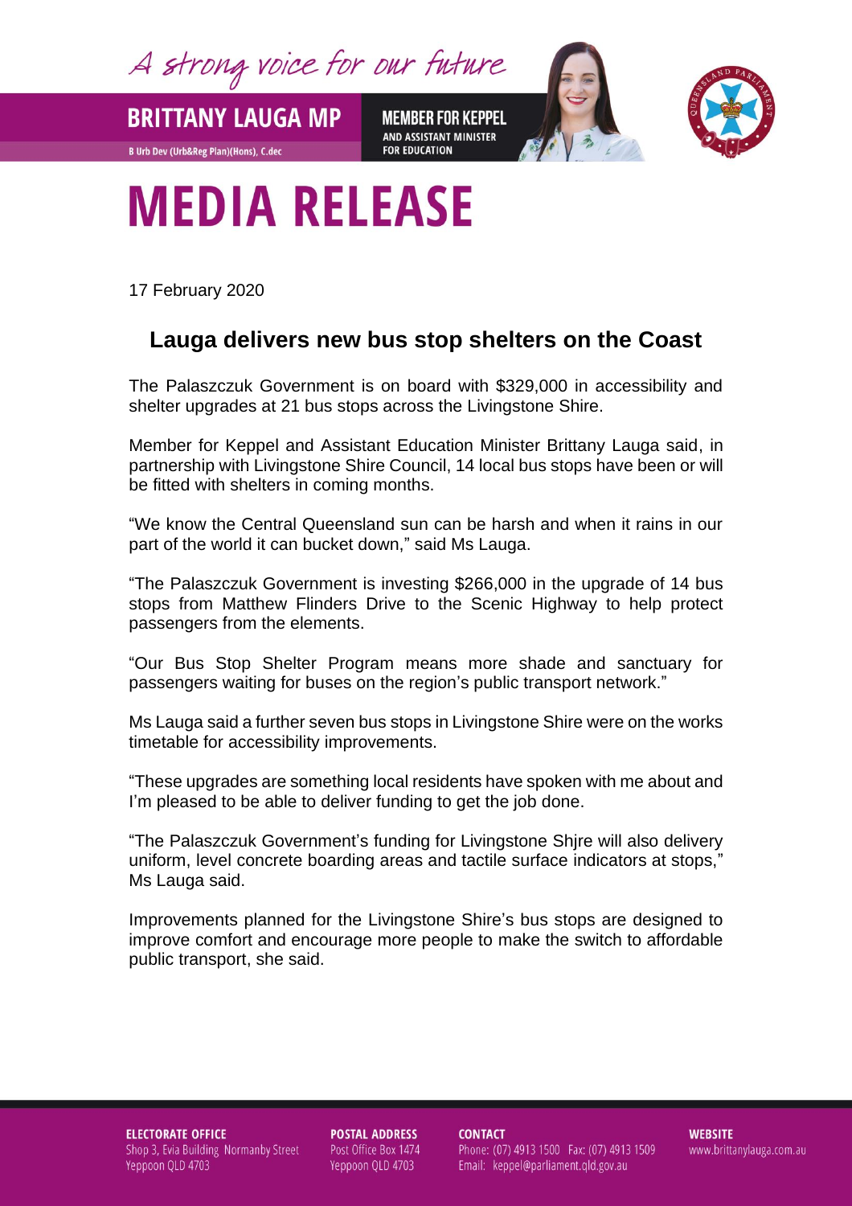A strong voice for our future

**BRITTANY LAUGA MP**

B Urb Dev (Urb&Reg Plan)(Hons), C.dec

**MEMBER FOR KEPPEL**
AND ASSISTANT MINISTER FOR EDUCATION

# MEDIA RELEASE

17 February 2020

## Lauga delivers new bus stop shelters on the Coast

The Palaszczuk Government is on board with $329,000 in accessibility and shelter upgrades at 21 bus stops across the Livingstone Shire.

Member for Keppel and Assistant Education Minister Brittany Lauga said, in partnership with Livingstone Shire Council, 14 local bus stops have been or will be fitted with shelters in coming months.

"We know the Central Queensland sun can be harsh and when it rains in our part of the world it can bucket down," said Ms Lauga.

"The Palaszczuk Government is investing $266,000 in the upgrade of 14 bus stops from Matthew Flinders Drive to the Scenic Highway to help protect passengers from the elements.

"Our Bus Stop Shelter Program means more shade and sanctuary for passengers waiting for buses on the region's public transport network."

Ms Lauga said a further seven bus stops in Livingstone Shire were on the works timetable for accessibility improvements.

"These upgrades are something local residents have spoken with me about and I'm pleased to be able to deliver funding to get the job done.

"The Palaszczuk Government's funding for Livingstone Shjre will also delivery uniform, level concrete boarding areas and tactile surface indicators at stops," Ms Lauga said.

Improvements planned for the Livingstone Shire's bus stops are designed to improve comfort and encourage more people to make the switch to affordable public transport, she said.

**ELECTORATE OFFICE**
Shop 3, Evia Building Normanby Street
Yeppoon QLD 4703

**POSTAL ADDRESS**
Post Office Box 1474
Yeppoon QLD 4703

**CONTACT**
Phone: (07) 4913 1500 Fax: (07) 4913 1509
Email: keppel@parliament.qld.gov.au

**WEBSITE**
www.brittanylauga.com.au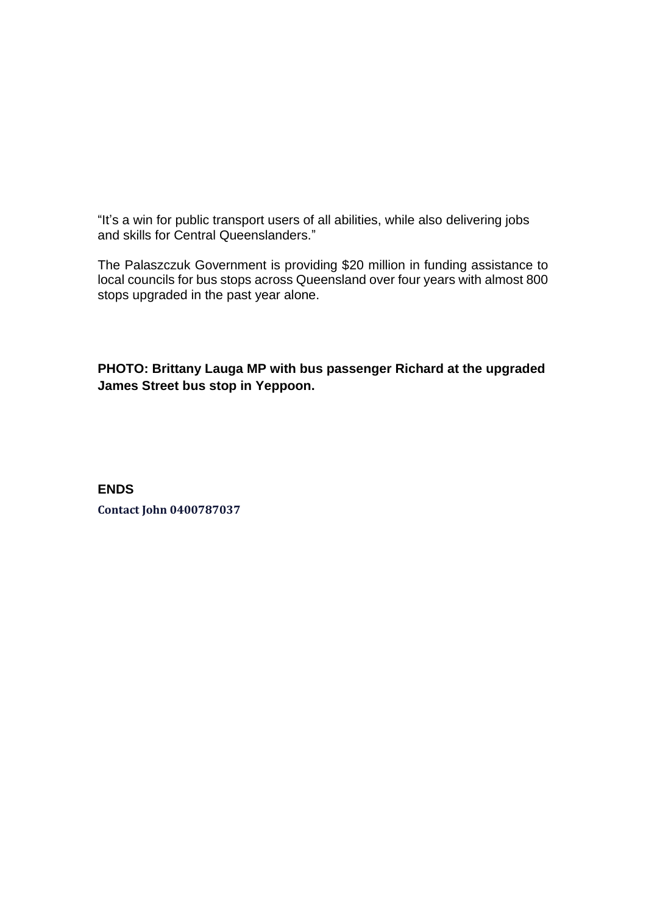"It's a win for public transport users of all abilities, while also delivering jobs and skills for Central Queenslanders."

The Palaszczuk Government is providing $20 million in funding assistance to local councils for bus stops across Queensland over four years with almost 800 stops upgraded in the past year alone.

**PHOTO: Brittany Lauga MP with bus passenger Richard at the upgraded James Street bus stop in Yeppoon.**

**ENDS**

**Contact John 0400787037**